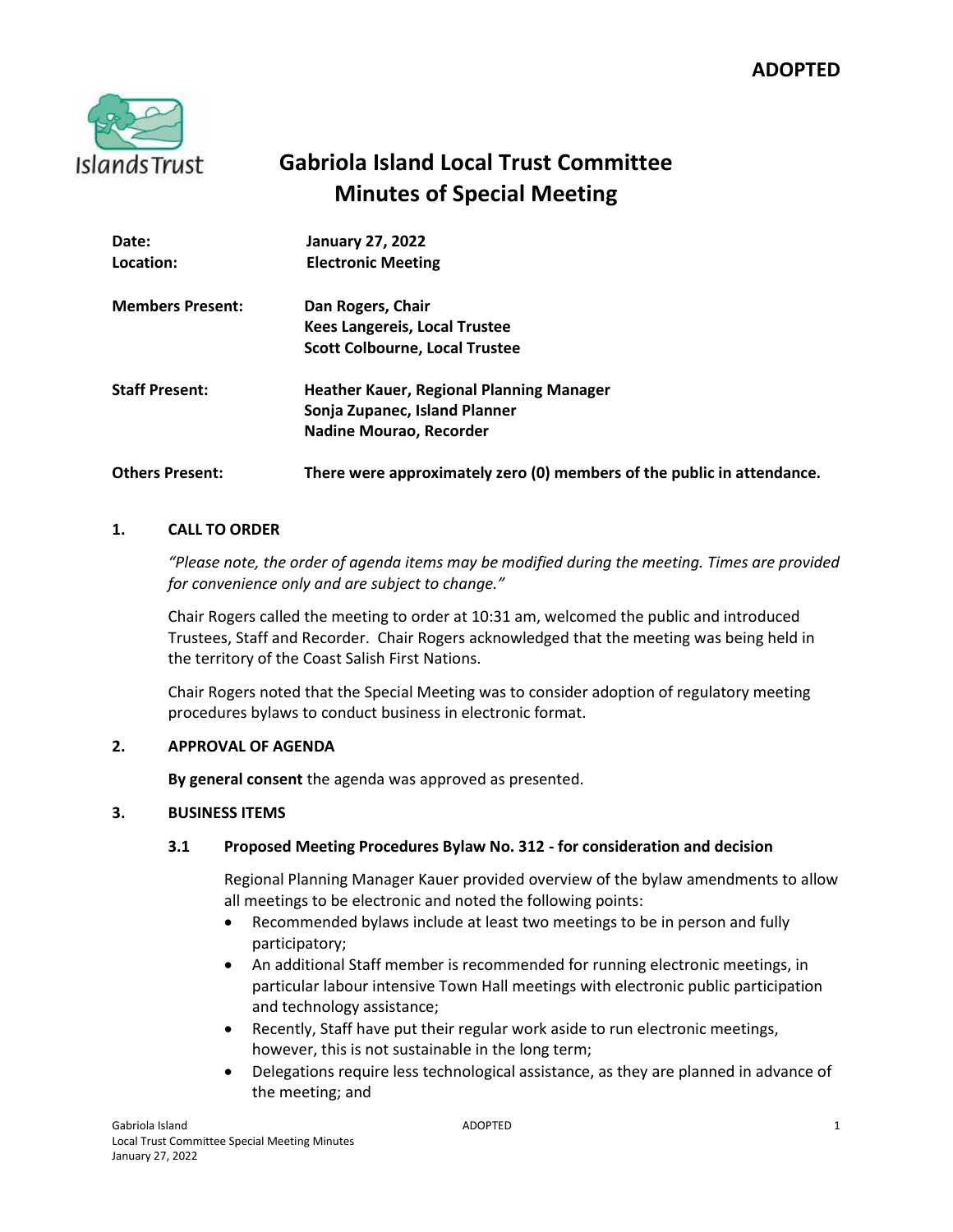**ADOPTED**

# Gabriola Island Local Trust Committee
# Minutes of Special Meeting

**Date:** January 27, 2022
**Location:** Electronic Meeting

**Members Present:** Dan Rogers, Chair
Kees Langereis, Local Trustee
Scott Colbourne, Local Trustee

**Staff Present:** Heather Kauer, Regional Planning Manager
Sonja Zupanec, Island Planner
Nadine Mourao, Recorder

**Others Present:** There were approximately zero (0) members of the public in attendance.

## 1. CALL TO ORDER

*"Please note, the order of agenda items may be modified during the meeting. Times are provided for convenience only and are subject to change."*

Chair Rogers called the meeting to order at 10:31 am, welcomed the public and introduced Trustees, Staff and Recorder. Chair Rogers acknowledged that the meeting was being held in the territory of the Coast Salish First Nations.

Chair Rogers noted that the Special Meeting was to consider adoption of regulatory meeting procedures bylaws to conduct business in electronic format.

## 2. APPROVAL OF AGENDA

**By general consent** the agenda was approved as presented.

## 3. BUSINESS ITEMS

### 3.1 Proposed Meeting Procedures Bylaw No. 312 - for consideration and decision

Regional Planning Manager Kauer provided overview of the bylaw amendments to allow all meetings to be electronic and noted the following points:

- Recommended bylaws include at least two meetings to be in person and fully participatory;
- An additional Staff member is recommended for running electronic meetings, in particular labour intensive Town Hall meetings with electronic public participation and technology assistance;
- Recently, Staff have put their regular work aside to run electronic meetings, however, this is not sustainable in the long term;
- Delegations require less technological assistance, as they are planned in advance of the meeting; and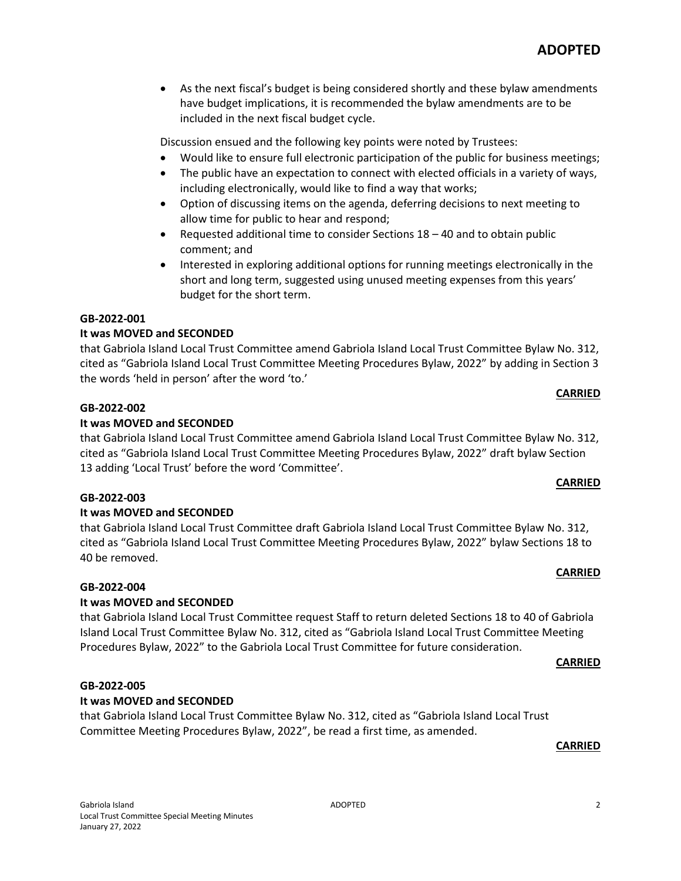**ADOPTED**

- As the next fiscal's budget is being considered shortly and these bylaw amendments have budget implications, it is recommended the bylaw amendments are to be included in the next fiscal budget cycle.

Discussion ensued and the following key points were noted by Trustees:

- Would like to ensure full electronic participation of the public for business meetings;
- The public have an expectation to connect with elected officials in a variety of ways, including electronically, would like to find a way that works;
- Option of discussing items on the agenda, deferring decisions to next meeting to allow time for public to hear and respond;
- Requested additional time to consider Sections 18 – 40 and to obtain public comment; and
- Interested in exploring additional options for running meetings electronically in the short and long term, suggested using unused meeting expenses from this years' budget for the short term.

**GB-2022-001**

**It was MOVED and SECONDED**

that Gabriola Island Local Trust Committee amend Gabriola Island Local Trust Committee Bylaw No. 312, cited as "Gabriola Island Local Trust Committee Meeting Procedures Bylaw, 2022" by adding in Section 3 the words 'held in person' after the word 'to.'

**CARRIED**

**GB-2022-002**

**It was MOVED and SECONDED**

that Gabriola Island Local Trust Committee amend Gabriola Island Local Trust Committee Bylaw No. 312, cited as "Gabriola Island Local Trust Committee Meeting Procedures Bylaw, 2022" draft bylaw Section 13 adding 'Local Trust' before the word 'Committee'.

**CARRIED**

**GB-2022-003**

**It was MOVED and SECONDED**

that Gabriola Island Local Trust Committee draft Gabriola Island Local Trust Committee Bylaw No. 312, cited as "Gabriola Island Local Trust Committee Meeting Procedures Bylaw, 2022" bylaw Sections 18 to 40 be removed.

**CARRIED**

**GB-2022-004**

**It was MOVED and SECONDED**

that Gabriola Island Local Trust Committee request Staff to return deleted Sections 18 to 40 of Gabriola Island Local Trust Committee Bylaw No. 312, cited as "Gabriola Island Local Trust Committee Meeting Procedures Bylaw, 2022" to the Gabriola Local Trust Committee for future consideration.

**CARRIED**

**GB-2022-005**

**It was MOVED and SECONDED**

that Gabriola Island Local Trust Committee Bylaw No. 312, cited as "Gabriola Island Local Trust Committee Meeting Procedures Bylaw, 2022", be read a first time, as amended.

**CARRIED**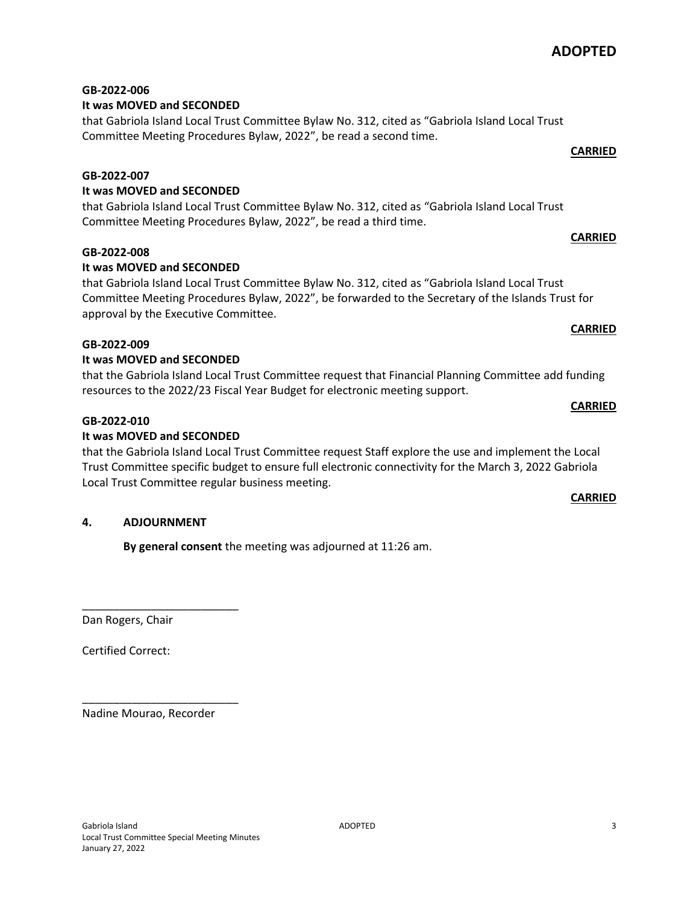**ADOPTED**

**GB-2022-006**

**It was MOVED and SECONDED**

that Gabriola Island Local Trust Committee Bylaw No. 312, cited as "Gabriola Island Local Trust Committee Meeting Procedures Bylaw, 2022", be read a second time.

**CARRIED**

**GB-2022-007**

**It was MOVED and SECONDED**

that Gabriola Island Local Trust Committee Bylaw No. 312, cited as "Gabriola Island Local Trust Committee Meeting Procedures Bylaw, 2022", be read a third time.

**CARRIED**

**GB-2022-008**

**It was MOVED and SECONDED**

that Gabriola Island Local Trust Committee Bylaw No. 312, cited as "Gabriola Island Local Trust Committee Meeting Procedures Bylaw, 2022", be forwarded to the Secretary of the Islands Trust for approval by the Executive Committee.

**CARRIED**

**GB-2022-009**

**It was MOVED and SECONDED**

that the Gabriola Island Local Trust Committee request that Financial Planning Committee add funding resources to the 2022/23 Fiscal Year Budget for electronic meeting support.

**CARRIED**

**GB-2022-010**

**It was MOVED and SECONDED**

that the Gabriola Island Local Trust Committee request Staff explore the use and implement the Local Trust Committee specific budget to ensure full electronic connectivity for the March 3, 2022 Gabriola Local Trust Committee regular business meeting.

**CARRIED**

## 4. ADJOURNMENT

**By general consent** the meeting was adjourned at 11:26 am.

_________________________

Dan Rogers, Chair

Certified Correct:

_________________________

Nadine Mourao, Recorder